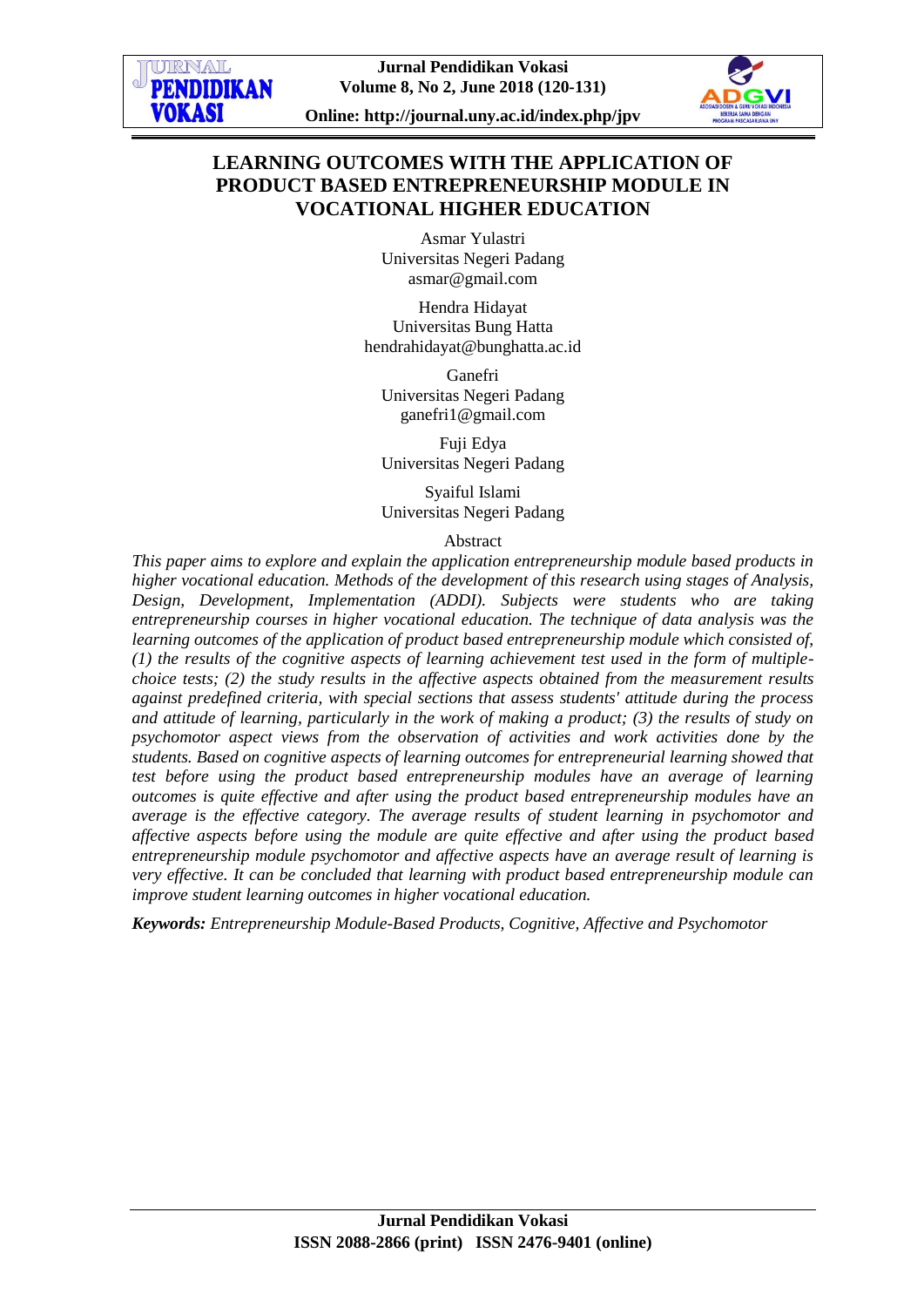# LEARNING OUTCOMES WITH THE APPLICATION OF PRODUCT BASED ENTREPRENEURSHIP MODULE IN VOCATIONAL HIGHER EDUCATION

Asmar Yulastri
Universitas Negeri Padang
asmar@gmail.com

Hendra Hidayat
Universitas Bung Hatta
hendrahidayat@bunghatta.ac.id

Ganefri
Universitas Negeri Padang
ganefri1@gmail.com

Fuji Edya
Universitas Negeri Padang

Syaiful Islami
Universitas Negeri Padang

## Abstract

*This paper aims to explore and explain the application entrepreneurship module based products in higher vocational education. Methods of the development of this research using stages of Analysis, Design, Development, Implementation (ADDI). Subjects were students who are taking entrepreneurship courses in higher vocational education. The technique of data analysis was the learning outcomes of the application of product based entrepreneurship module which consisted of, (1) the results of the cognitive aspects of learning achievement test used in the form of multiple-choice tests; (2) the study results in the affective aspects obtained from the measurement results against predefined criteria, with special sections that assess students' attitude during the process and attitude of learning, particularly in the work of making a product; (3) the results of study on psychomotor aspect views from the observation of activities and work activities done by the students. Based on cognitive aspects of learning outcomes for entrepreneurial learning showed that test before using the product based entrepreneurship modules have an average of learning outcomes is quite effective and after using the product based entrepreneurship modules have an average is the effective category. The average results of student learning in psychomotor and affective aspects before using the module are quite effective and after using the product based entrepreneurship module psychomotor and affective aspects have an average result of learning is very effective. It can be concluded that learning with product based entrepreneurship module can improve student learning outcomes in higher vocational education.*

***Keywords:*** *Entrepreneurship Module-Based Products, Cognitive, Affective and Psychomotor*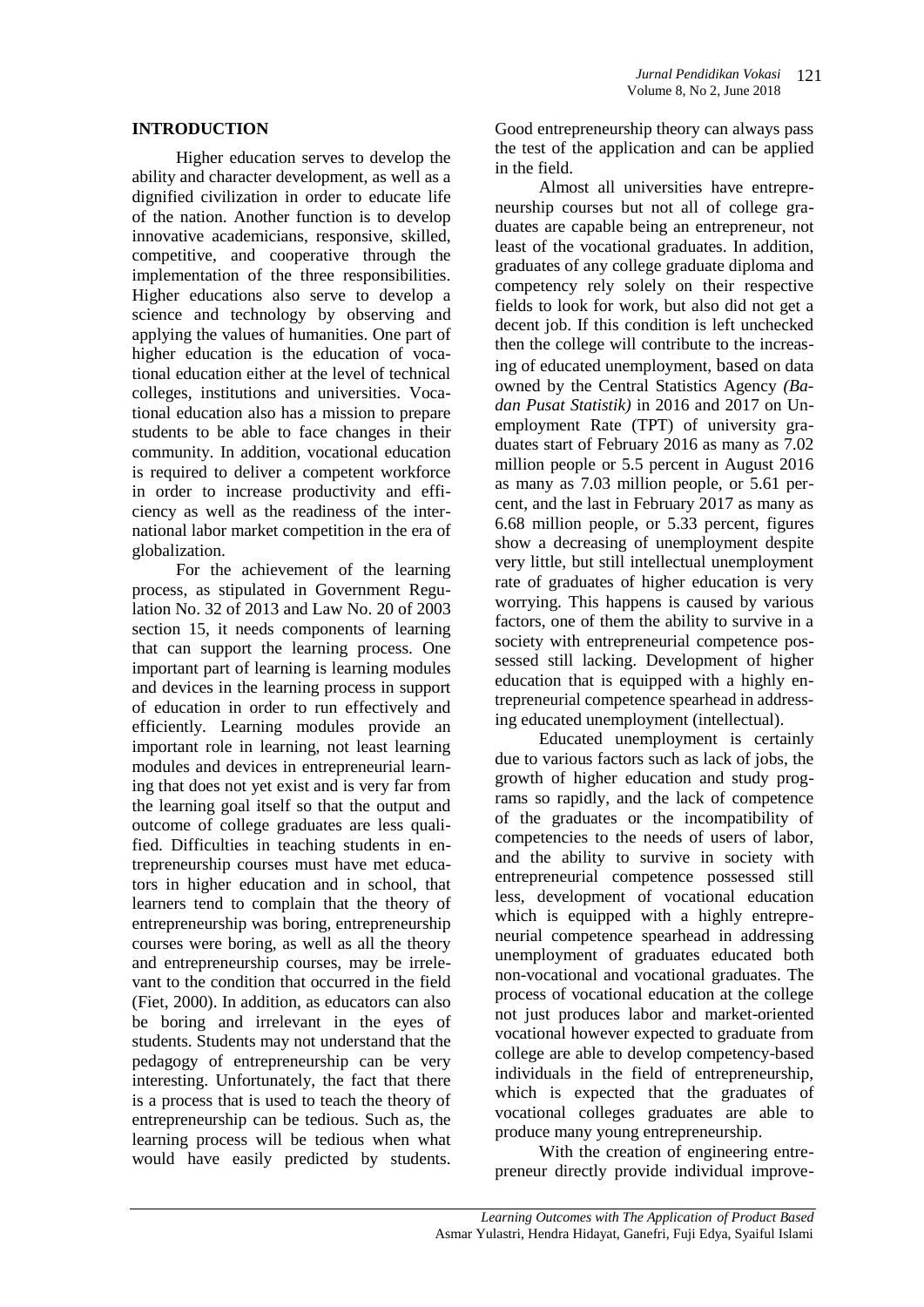## INTRODUCTION

Higher education serves to develop the ability and character development, as well as a dignified civilization in order to educate life of the nation. Another function is to develop innovative academicians, responsive, skilled, competitive, and cooperative through the implementation of the three responsibilities. Higher educations also serve to develop a science and technology by observing and applying the values of humanities. One part of higher education is the education of vocational education either at the level of technical colleges, institutions and universities. Vocational education also has a mission to prepare students to be able to face changes in their community. In addition, vocational education is required to deliver a competent workforce in order to increase productivity and efficiency as well as the readiness of the international labor market competition in the era of globalization.

For the achievement of the learning process, as stipulated in Government Regulation No. 32 of 2013 and Law No. 20 of 2003 section 15, it needs components of learning that can support the learning process. One important part of learning is learning modules and devices in the learning process in support of education in order to run effectively and efficiently. Learning modules provide an important role in learning, not least learning modules and devices in entrepreneurial learning that does not yet exist and is very far from the learning goal itself so that the output and outcome of college graduates are less qualified. Difficulties in teaching students in entrepreneurship courses must have met educators in higher education and in school, that learners tend to complain that the theory of entrepreneurship was boring, entrepreneurship courses were boring, as well as all the theory and entrepreneurship courses, may be irrelevant to the condition that occurred in the field (Fiet, 2000). In addition, as educators can also be boring and irrelevant in the eyes of students. Students may not understand that the pedagogy of entrepreneurship can be very interesting. Unfortunately, the fact that there is a process that is used to teach the theory of entrepreneurship can be tedious. Such as, the learning process will be tedious when what would have easily predicted by students. Good entrepreneurship theory can always pass the test of the application and can be applied in the field.

Almost all universities have entrepreneurship courses but not all of college graduates are capable being an entrepreneur, not least of the vocational graduates. In addition, graduates of any college graduate diploma and competency rely solely on their respective fields to look for work, but also did not get a decent job. If this condition is left unchecked then the college will contribute to the increasing of educated unemployment, based on data owned by the Central Statistics Agency *(Badan Pusat Statistik)* in 2016 and 2017 on Unemployment Rate (TPT) of university graduates start of February 2016 as many as 7.02 million people or 5.5 percent in August 2016 as many as 7.03 million people, or 5.61 percent, and the last in February 2017 as many as 6.68 million people, or 5.33 percent, figures show a decreasing of unemployment despite very little, but still intellectual unemployment rate of graduates of higher education is very worrying. This happens is caused by various factors, one of them the ability to survive in a society with entrepreneurial competence possessed still lacking. Development of higher education that is equipped with a highly entrepreneurial competence spearhead in addressing educated unemployment (intellectual).

Educated unemployment is certainly due to various factors such as lack of jobs, the growth of higher education and study programs so rapidly, and the lack of competence of the graduates or the incompatibility of competencies to the needs of users of labor, and the ability to survive in society with entrepreneurial competence possessed still less, development of vocational education which is equipped with a highly entrepreneurial competence spearhead in addressing unemployment of graduates educated both non-vocational and vocational graduates. The process of vocational education at the college not just produces labor and market-oriented vocational however expected to graduate from college are able to develop competency-based individuals in the field of entrepreneurship, which is expected that the graduates of vocational colleges graduates are able to produce many young entrepreneurship.

With the creation of engineering entrepreneur directly provide individual improve-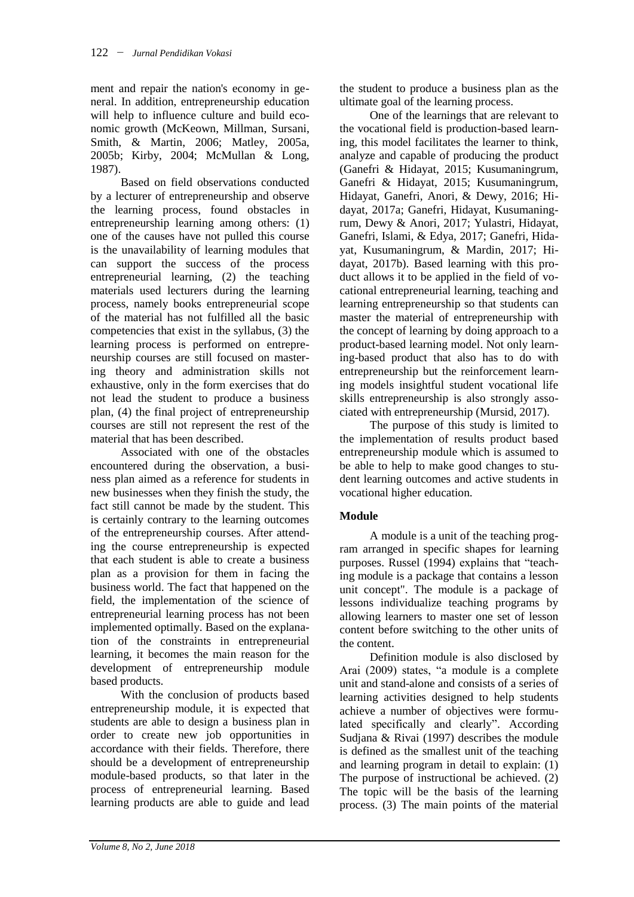ment and repair the nation's economy in general. In addition, entrepreneurship education will help to influence culture and build economic growth (McKeown, Millman, Sursani, Smith, & Martin, 2006; Matley, 2005a, 2005b; Kirby, 2004; McMullan & Long, 1987).

Based on field observations conducted by a lecturer of entrepreneurship and observe the learning process, found obstacles in entrepreneurship learning among others: (1) one of the causes have not pulled this course is the unavailability of learning modules that can support the success of the process entrepreneurial learning, (2) the teaching materials used lecturers during the learning process, namely books entrepreneurial scope of the material has not fulfilled all the basic competencies that exist in the syllabus, (3) the learning process is performed on entrepreneurship courses are still focused on mastering theory and administration skills not exhaustive, only in the form exercises that do not lead the student to produce a business plan, (4) the final project of entrepreneurship courses are still not represent the rest of the material that has been described.

Associated with one of the obstacles encountered during the observation, a business plan aimed as a reference for students in new businesses when they finish the study, the fact still cannot be made by the student. This is certainly contrary to the learning outcomes of the entrepreneurship courses. After attending the course entrepreneurship is expected that each student is able to create a business plan as a provision for them in facing the business world. The fact that happened on the field, the implementation of the science of entrepreneurial learning process has not been implemented optimally. Based on the explanation of the constraints in entrepreneurial learning, it becomes the main reason for the development of entrepreneurship module based products.

With the conclusion of products based entrepreneurship module, it is expected that students are able to design a business plan in order to create new job opportunities in accordance with their fields. Therefore, there should be a development of entrepreneurship module-based products, so that later in the process of entrepreneurial learning. Based learning products are able to guide and lead the student to produce a business plan as the ultimate goal of the learning process.

One of the learnings that are relevant to the vocational field is production-based learning, this model facilitates the learner to think, analyze and capable of producing the product (Ganefri & Hidayat, 2015; Kusumaningrum, Ganefri & Hidayat, 2015; Kusumaningrum, Hidayat, Ganefri, Anori, & Dewy, 2016; Hidayat, 2017a; Ganefri, Hidayat, Kusumaningrum, Dewy & Anori, 2017; Yulastri, Hidayat, Ganefri, Islami, & Edya, 2017; Ganefri, Hidayat, Kusumaningrum, & Mardin, 2017; Hidayat, 2017b). Based learning with this product allows it to be applied in the field of vocational entrepreneurial learning, teaching and learning entrepreneurship so that students can master the material of entrepreneurship with the concept of learning by doing approach to a product-based learning model. Not only learning-based product that also has to do with entrepreneurship but the reinforcement learning models insightful student vocational life skills entrepreneurship is also strongly associated with entrepreneurship (Mursid, 2017).

The purpose of this study is limited to the implementation of results product based entrepreneurship module which is assumed to be able to help to make good changes to student learning outcomes and active students in vocational higher education.

## Module

A module is a unit of the teaching program arranged in specific shapes for learning purposes. Russel (1994) explains that "teaching module is a package that contains a lesson unit concept". The module is a package of lessons individualize teaching programs by allowing learners to master one set of lesson content before switching to the other units of the content.

Definition module is also disclosed by Arai (2009) states, "a module is a complete unit and stand-alone and consists of a series of learning activities designed to help students achieve a number of objectives were formulated specifically and clearly". According Sudjana & Rivai (1997) describes the module is defined as the smallest unit of the teaching and learning program in detail to explain: (1) The purpose of instructional be achieved. (2) The topic will be the basis of the learning process. (3) The main points of the material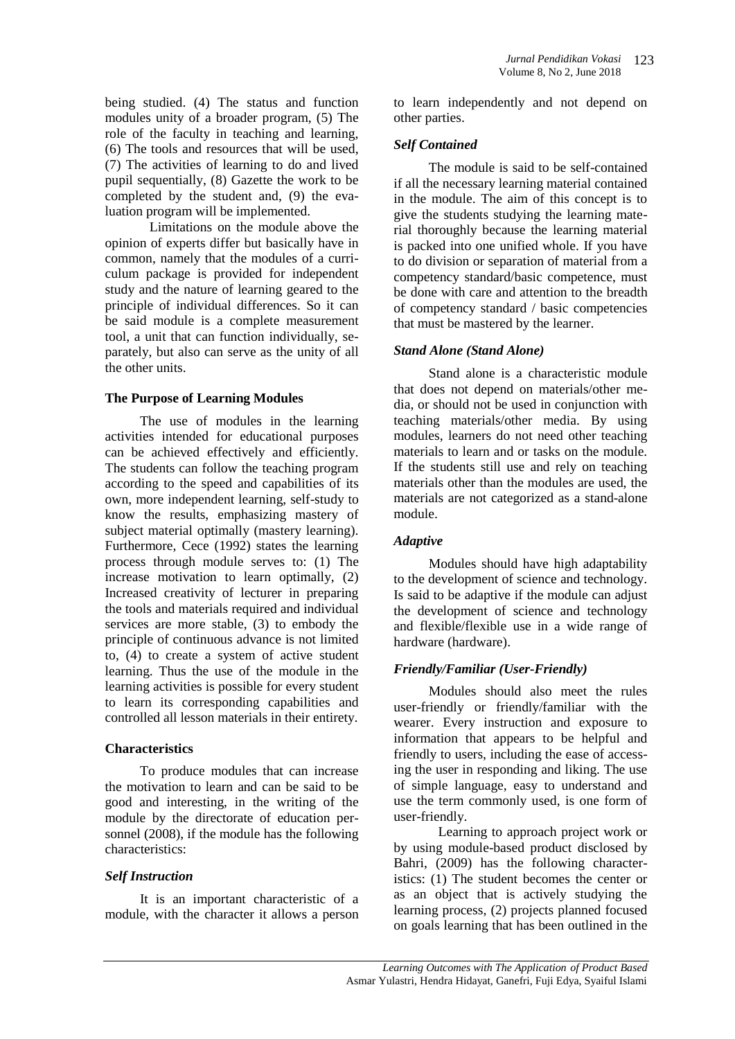being studied. (4) The status and function modules unity of a broader program, (5) The role of the faculty in teaching and learning, (6) The tools and resources that will be used, (7) The activities of learning to do and lived pupil sequentially, (8) Gazette the work to be completed by the student and, (9) the evaluation program will be implemented.

Limitations on the module above the opinion of experts differ but basically have in common, namely that the modules of a curriculum package is provided for independent study and the nature of learning geared to the principle of individual differences. So it can be said module is a complete measurement tool, a unit that can function individually, separately, but also can serve as the unity of all the other units.

### The Purpose of Learning Modules

The use of modules in the learning activities intended for educational purposes can be achieved effectively and efficiently. The students can follow the teaching program according to the speed and capabilities of its own, more independent learning, self-study to know the results, emphasizing mastery of subject material optimally (mastery learning). Furthermore, Cece (1992) states the learning process through module serves to: (1) The increase motivation to learn optimally, (2) Increased creativity of lecturer in preparing the tools and materials required and individual services are more stable, (3) to embody the principle of continuous advance is not limited to, (4) to create a system of active student learning. Thus the use of the module in the learning activities is possible for every student to learn its corresponding capabilities and controlled all lesson materials in their entirety.

### Characteristics

To produce modules that can increase the motivation to learn and can be said to be good and interesting, in the writing of the module by the directorate of education personnel (2008), if the module has the following characteristics:

#### *Self Instruction*

It is an important characteristic of a module, with the character it allows a person to learn independently and not depend on other parties.

#### *Self Contained*

The module is said to be self-contained if all the necessary learning material contained in the module. The aim of this concept is to give the students studying the learning material thoroughly because the learning material is packed into one unified whole. If you have to do division or separation of material from a competency standard/basic competence, must be done with care and attention to the breadth of competency standard / basic competencies that must be mastered by the learner.

#### *Stand Alone (Stand Alone)*

Stand alone is a characteristic module that does not depend on materials/other media, or should not be used in conjunction with teaching materials/other media. By using modules, learners do not need other teaching materials to learn and or tasks on the module. If the students still use and rely on teaching materials other than the modules are used, the materials are not categorized as a stand-alone module.

#### *Adaptive*

Modules should have high adaptability to the development of science and technology. Is said to be adaptive if the module can adjust the development of science and technology and flexible/flexible use in a wide range of hardware (hardware).

#### *Friendly/Familiar (User-Friendly)*

Modules should also meet the rules user-friendly or friendly/familiar with the wearer. Every instruction and exposure to information that appears to be helpful and friendly to users, including the ease of accessing the user in responding and liking. The use of simple language, easy to understand and use the term commonly used, is one form of user-friendly.

Learning to approach project work or by using module-based product disclosed by Bahri, (2009) has the following characteristics: (1) The student becomes the center or as an object that is actively studying the learning process, (2) projects planned focused on goals learning that has been outlined in the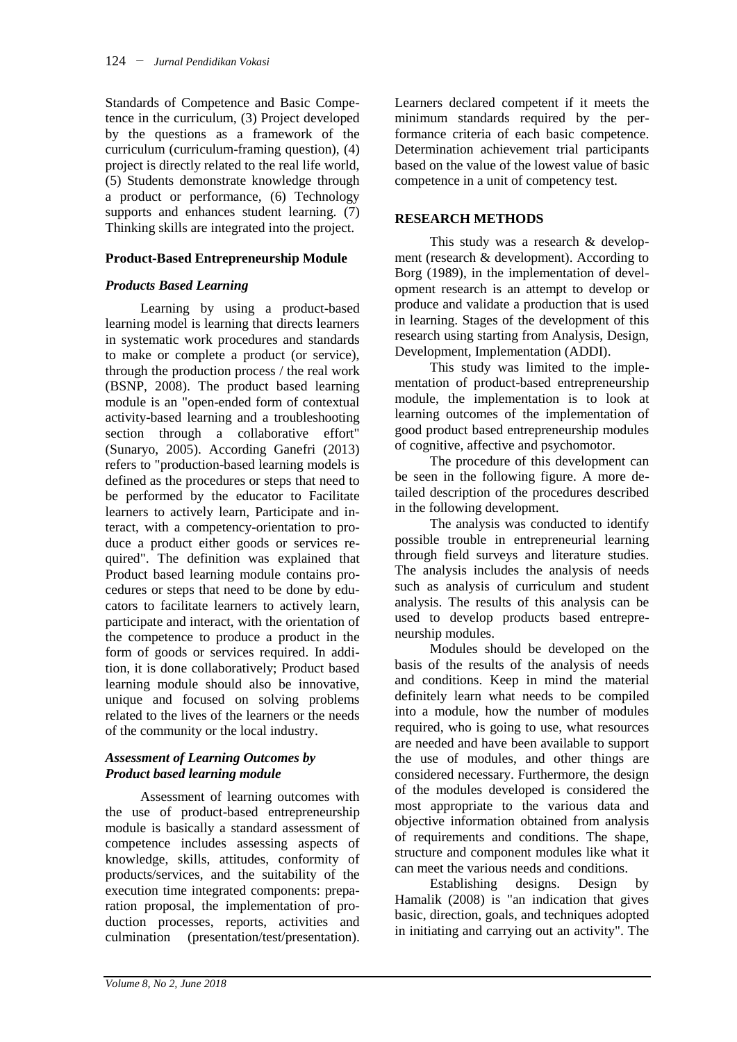Standards of Competence and Basic Competence in the curriculum, (3) Project developed by the questions as a framework of the curriculum (curriculum-framing question), (4) project is directly related to the real life world, (5) Students demonstrate knowledge through a product or performance, (6) Technology supports and enhances student learning. (7) Thinking skills are integrated into the project.

### Product-Based Entrepreneurship Module

#### *Products Based Learning*

Learning by using a product-based learning model is learning that directs learners in systematic work procedures and standards to make or complete a product (or service), through the production process / the real work (BSNP, 2008). The product based learning module is an "open-ended form of contextual activity-based learning and a troubleshooting section through a collaborative effort" (Sunaryo, 2005). According Ganefri (2013) refers to "production-based learning models is defined as the procedures or steps that need to be performed by the educator to Facilitate learners to actively learn, Participate and interact, with a competency-orientation to produce a product either goods or services required". The definition was explained that Product based learning module contains procedures or steps that need to be done by educators to facilitate learners to actively learn, participate and interact, with the orientation of the competence to produce a product in the form of goods or services required. In addition, it is done collaboratively; Product based learning module should also be innovative, unique and focused on solving problems related to the lives of the learners or the needs of the community or the local industry.

#### *Assessment of Learning Outcomes by Product based learning module*

Assessment of learning outcomes with the use of product-based entrepreneurship module is basically a standard assessment of competence includes assessing aspects of knowledge, skills, attitudes, conformity of products/services, and the suitability of the execution time integrated components: preparation proposal, the implementation of production processes, reports, activities and culmination (presentation/test/presentation). Learners declared competent if it meets the minimum standards required by the performance criteria of each basic competence. Determination achievement trial participants based on the value of the lowest value of basic competence in a unit of competency test.

## RESEARCH METHODS

This study was a research & development (research & development). According to Borg (1989), in the implementation of development research is an attempt to develop or produce and validate a production that is used in learning. Stages of the development of this research using starting from Analysis, Design, Development, Implementation (ADDI).

This study was limited to the implementation of product-based entrepreneurship module, the implementation is to look at learning outcomes of the implementation of good product based entrepreneurship modules of cognitive, affective and psychomotor.

The procedure of this development can be seen in the following figure. A more detailed description of the procedures described in the following development.

The analysis was conducted to identify possible trouble in entrepreneurial learning through field surveys and literature studies. The analysis includes the analysis of needs such as analysis of curriculum and student analysis. The results of this analysis can be used to develop products based entrepreneurship modules.

Modules should be developed on the basis of the results of the analysis of needs and conditions. Keep in mind the material definitely learn what needs to be compiled into a module, how the number of modules required, who is going to use, what resources are needed and have been available to support the use of modules, and other things are considered necessary. Furthermore, the design of the modules developed is considered the most appropriate to the various data and objective information obtained from analysis of requirements and conditions. The shape, structure and component modules like what it can meet the various needs and conditions.

Establishing designs. Design by Hamalik (2008) is "an indication that gives basic, direction, goals, and techniques adopted in initiating and carrying out an activity". The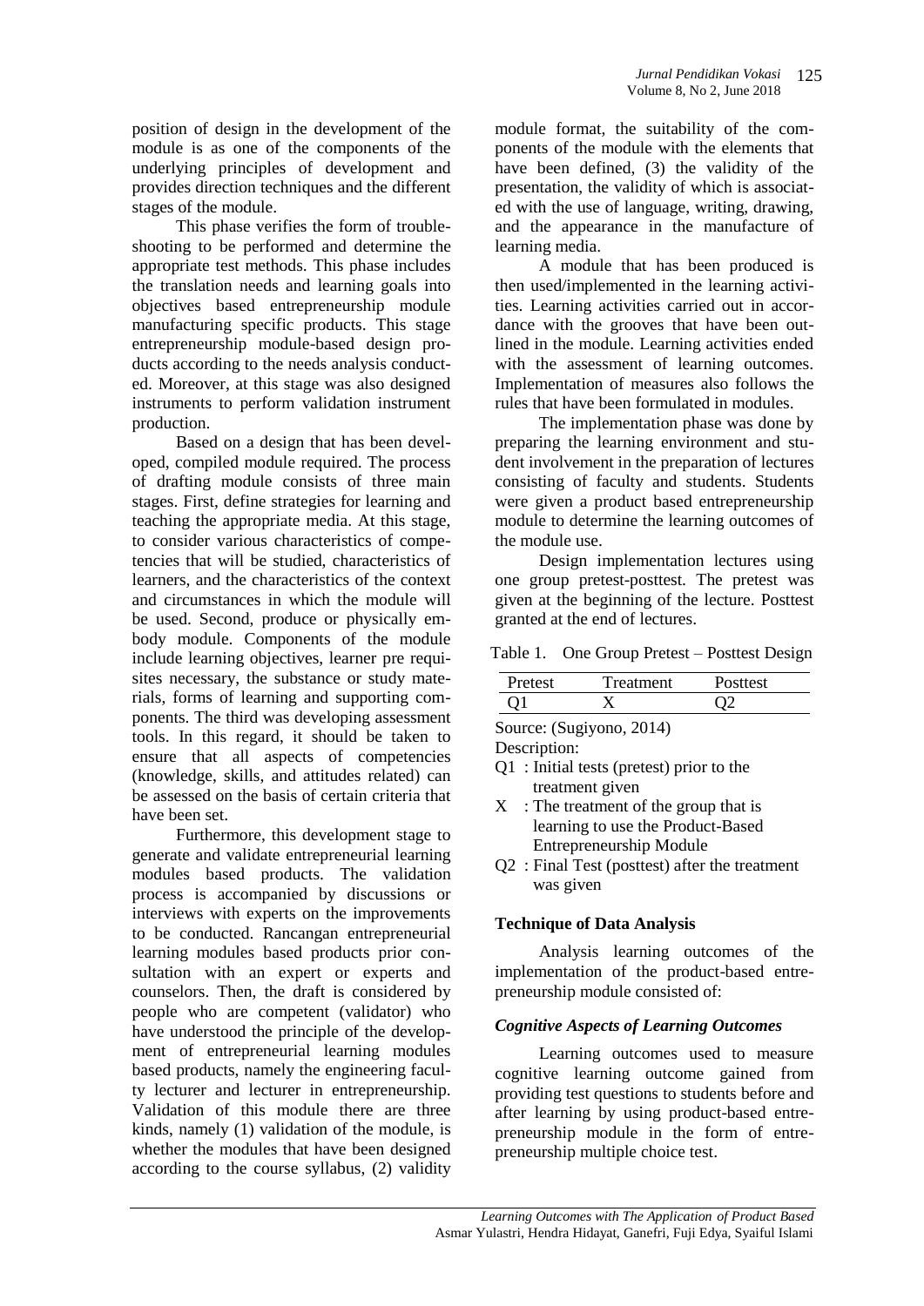position of design in the development of the module is as one of the components of the underlying principles of development and provides direction techniques and the different stages of the module.

This phase verifies the form of troubleshooting to be performed and determine the appropriate test methods. This phase includes the translation needs and learning goals into objectives based entrepreneurship module manufacturing specific products. This stage entrepreneurship module-based design products according to the needs analysis conducted. Moreover, at this stage was also designed instruments to perform validation instrument production.

Based on a design that has been developed, compiled module required. The process of drafting module consists of three main stages. First, define strategies for learning and teaching the appropriate media. At this stage, to consider various characteristics of competencies that will be studied, characteristics of learners, and the characteristics of the context and circumstances in which the module will be used. Second, produce or physically embody module. Components of the module include learning objectives, learner pre requisites necessary, the substance or study materials, forms of learning and supporting components. The third was developing assessment tools. In this regard, it should be taken to ensure that all aspects of competencies (knowledge, skills, and attitudes related) can be assessed on the basis of certain criteria that have been set.

Furthermore, this development stage to generate and validate entrepreneurial learning modules based products. The validation process is accompanied by discussions or interviews with experts on the improvements to be conducted. Rancangan entrepreneurial learning modules based products prior consultation with an expert or experts and counselors. Then, the draft is considered by people who are competent (validator) who have understood the principle of the development of entrepreneurial learning modules based products, namely the engineering faculty lecturer and lecturer in entrepreneurship. Validation of this module there are three kinds, namely (1) validation of the module, is whether the modules that have been designed according to the course syllabus, (2) validity module format, the suitability of the components of the module with the elements that have been defined, (3) the validity of the presentation, the validity of which is associated with the use of language, writing, drawing, and the appearance in the manufacture of learning media.

A module that has been produced is then used/implemented in the learning activities. Learning activities carried out in accordance with the grooves that have been outlined in the module. Learning activities ended with the assessment of learning outcomes. Implementation of measures also follows the rules that have been formulated in modules.

The implementation phase was done by preparing the learning environment and student involvement in the preparation of lectures consisting of faculty and students. Students were given a product based entrepreneurship module to determine the learning outcomes of the module use.

Design implementation lectures using one group pretest-posttest. The pretest was given at the beginning of the lecture. Posttest granted at the end of lectures.

Table 1. One Group Pretest – Posttest Design

| Pretest | Treatment | Posttest |
|---|---|---|
| Q1 | X | Q2 |

Source: (Sugiyono, 2014)

Description:

- Q1 : Initial tests (pretest) prior to the treatment given
- X : The treatment of the group that is learning to use the Product-Based Entrepreneurship Module
- Q2 : Final Test (posttest) after the treatment was given

### Technique of Data Analysis

Analysis learning outcomes of the implementation of the product-based entrepreneurship module consisted of:

#### *Cognitive Aspects of Learning Outcomes*

Learning outcomes used to measure cognitive learning outcome gained from providing test questions to students before and after learning by using product-based entrepreneurship module in the form of entrepreneurship multiple choice test.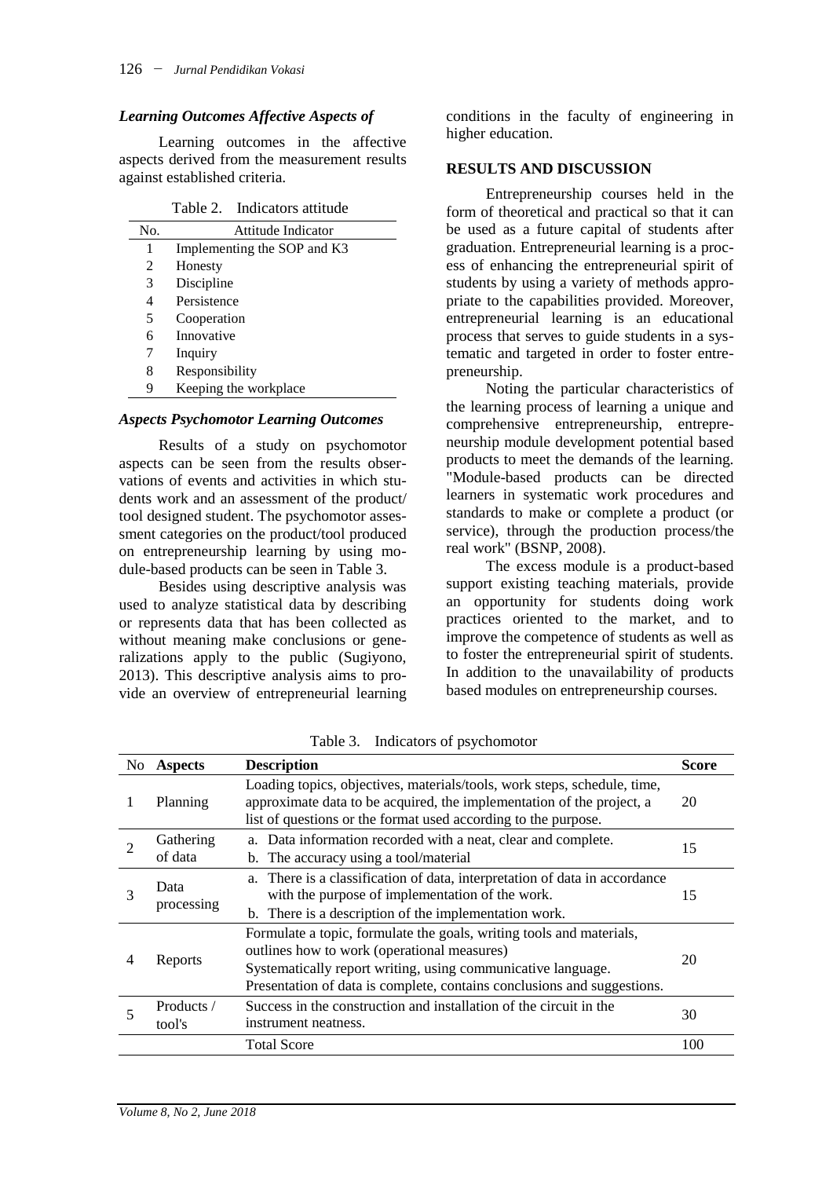### *Learning Outcomes Affective Aspects of*

Learning outcomes in the affective aspects derived from the measurement results against established criteria.

Table 2. Indicators attitude

| No. | Attitude Indicator |
|---|---|
| 1 | Implementing the SOP and K3 |
| 2 | Honesty |
| 3 | Discipline |
| 4 | Persistence |
| 5 | Cooperation |
| 6 | Innovative |
| 7 | Inquiry |
| 8 | Responsibility |
| 9 | Keeping the workplace |

### *Aspects Psychomotor Learning Outcomes*

Results of a study on psychomotor aspects can be seen from the results observations of events and activities in which students work and an assessment of the product/ tool designed student. The psychomotor assessment categories on the product/tool produced on entrepreneurship learning by using module-based products can be seen in Table 3.

Besides using descriptive analysis was used to analyze statistical data by describing or represents data that has been collected as without meaning make conclusions or generalizations apply to the public (Sugiyono, 2013). This descriptive analysis aims to provide an overview of entrepreneurial learning conditions in the faculty of engineering in higher education.

## RESULTS AND DISCUSSION

Entrepreneurship courses held in the form of theoretical and practical so that it can be used as a future capital of students after graduation. Entrepreneurial learning is a process of enhancing the entrepreneurial spirit of students by using a variety of methods appropriate to the capabilities provided. Moreover, entrepreneurial learning is an educational process that serves to guide students in a systematic and targeted in order to foster entrepreneurship.

Noting the particular characteristics of the learning process of learning a unique and comprehensive entrepreneurship, entrepreneurship module development potential based products to meet the demands of the learning. "Module-based products can be directed learners in systematic work procedures and standards to make or complete a product (or service), through the production process/the real work" (BSNP, 2008).

The excess module is a product-based support existing teaching materials, provide an opportunity for students doing work practices oriented to the market, and to improve the competence of students as well as to foster the entrepreneurial spirit of students. In addition to the unavailability of products based modules on entrepreneurship courses.

Table 3. Indicators of psychomotor

| No | Aspects | Description | Score |
|---|---|---|---|
| 1 | Planning | Loading topics, objectives, materials/tools, work steps, schedule, time, approximate data to be acquired, the implementation of the project, a list of questions or the format used according to the purpose. | 20 |
| 2 | Gathering of data | a. Data information recorded with a neat, clear and complete. b. The accuracy using a tool/material | 15 |
| 3 | Data processing | a. There is a classification of data, interpretation of data in accordance with the purpose of implementation of the work. b. There is a description of the implementation work. | 15 |
| 4 | Reports | Formulate a topic, formulate the goals, writing tools and materials, outlines how to work (operational measures) Systematically report writing, using communicative language. Presentation of data is complete, contains conclusions and suggestions. | 20 |
| 5 | Products / tool's | Success in the construction and installation of the circuit in the instrument neatness. | 30 |
| | | Total Score | 100 |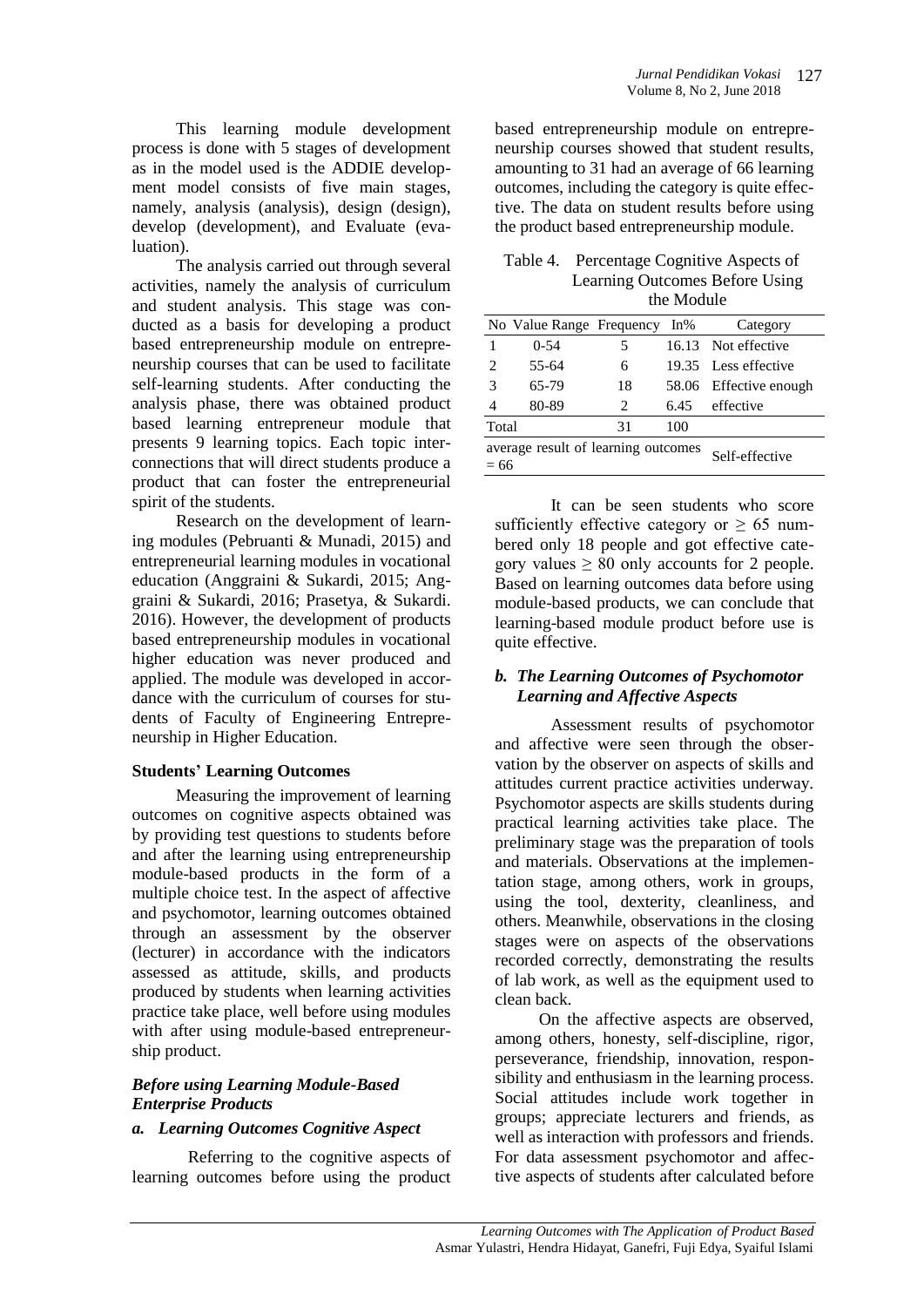This learning module development process is done with 5 stages of development as in the model used is the ADDIE development model consists of five main stages, namely, analysis (analysis), design (design), develop (development), and Evaluate (evaluation).

The analysis carried out through several activities, namely the analysis of curriculum and student analysis. This stage was conducted as a basis for developing a product based entrepreneurship module on entrepreneurship courses that can be used to facilitate self-learning students. After conducting the analysis phase, there was obtained product based learning entrepreneur module that presents 9 learning topics. Each topic interconnections that will direct students produce a product that can foster the entrepreneurial spirit of the students.

Research on the development of learning modules (Pebruanti & Munadi, 2015) and entrepreneurial learning modules in vocational education (Anggraini & Sukardi, 2015; Anggraini & Sukardi, 2016; Prasetya, & Sukardi. 2016). However, the development of products based entrepreneurship modules in vocational higher education was never produced and applied. The module was developed in accordance with the curriculum of courses for students of Faculty of Engineering Entrepreneurship in Higher Education.

### Students' Learning Outcomes

Measuring the improvement of learning outcomes on cognitive aspects obtained was by providing test questions to students before and after the learning using entrepreneurship module-based products in the form of a multiple choice test. In the aspect of affective and psychomotor, learning outcomes obtained through an assessment by the observer (lecturer) in accordance with the indicators assessed as attitude, skills, and products produced by students when learning activities practice take place, well before using modules with after using module-based entrepreneurship product.

#### *Before using Learning Module-Based Enterprise Products*

#### *a. Learning Outcomes Cognitive Aspect*

Referring to the cognitive aspects of learning outcomes before using the product based entrepreneurship module on entrepreneurship courses showed that student results, amounting to 31 had an average of 66 learning outcomes, including the category is quite effective. The data on student results before using the product based entrepreneurship module.

Table 4. Percentage Cognitive Aspects of Learning Outcomes Before Using the Module

| No | Value Range | Frequency | In% | Category |
|---|---|---|---|---|
| 1 | 0-54 | 5 | 16.13 | Not effective |
| 2 | 55-64 | 6 | 19.35 | Less effective |
| 3 | 65-79 | 18 | 58.06 | Effective enough |
| 4 | 80-89 | 2 | 6.45 | effective |
| Total | | 31 | 100 | |
| average result of learning outcomes = 66 | | | | Self-effective |

It can be seen students who score sufficiently effective category or $\geq 65$ numbered only 18 people and got effective category values $\geq 80$ only accounts for 2 people. Based on learning outcomes data before using module-based products, we can conclude that learning-based module product before use is quite effective.

#### *b. The Learning Outcomes of Psychomotor Learning and Affective Aspects*

Assessment results of psychomotor and affective were seen through the observation by the observer on aspects of skills and attitudes current practice activities underway. Psychomotor aspects are skills students during practical learning activities take place. The preliminary stage was the preparation of tools and materials. Observations at the implementation stage, among others, work in groups, using the tool, dexterity, cleanliness, and others. Meanwhile, observations in the closing stages were on aspects of the observations recorded correctly, demonstrating the results of lab work, as well as the equipment used to clean back.

On the affective aspects are observed, among others, honesty, self-discipline, rigor, perseverance, friendship, innovation, responsibility and enthusiasm in the learning process. Social attitudes include work together in groups; appreciate lecturers and friends, as well as interaction with professors and friends. For data assessment psychomotor and affective aspects of students after calculated before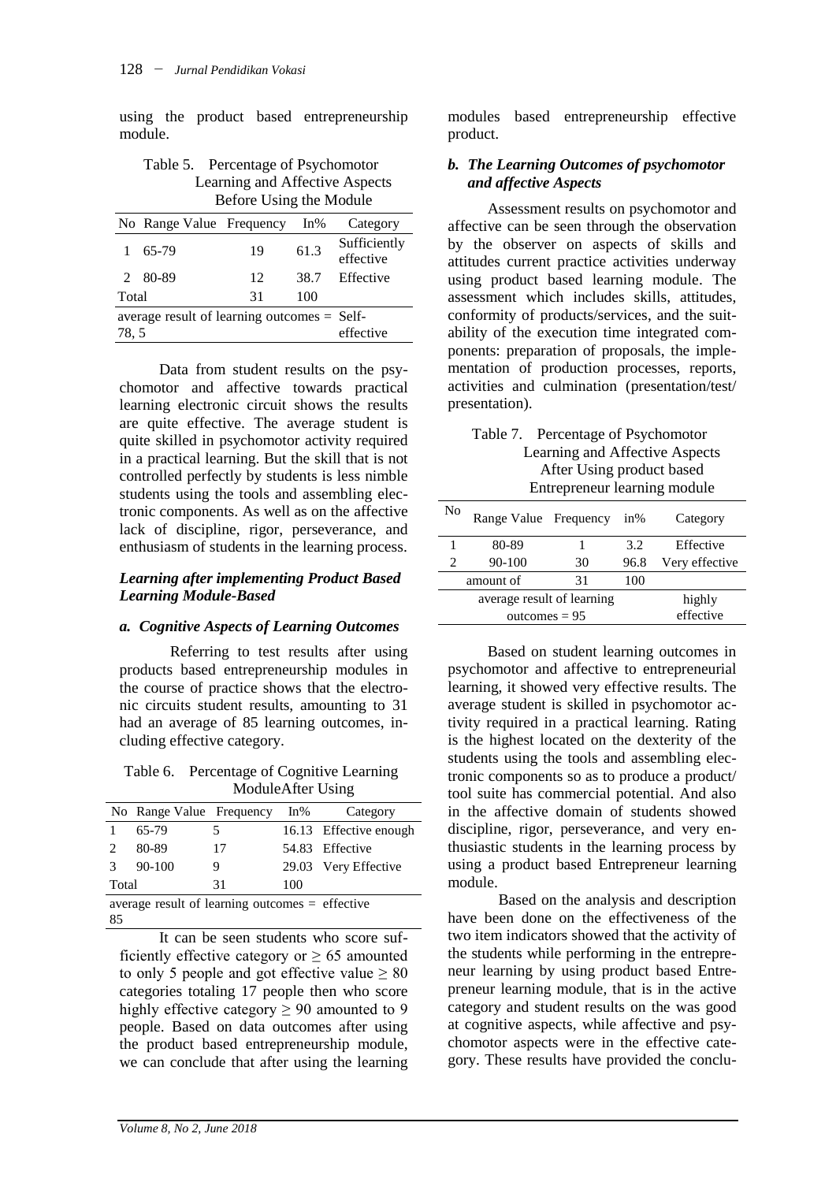using the product based entrepreneurship module.

Table 5. Percentage of Psychomotor Learning and Affective Aspects Before Using the Module

| No | Range Value | Frequency | In% | Category |
|---|---|---|---|---|
| 1 | 65-79 | 19 | 61.3 | Sufficiently effective |
| 2 | 80-89 | 12 | 38.7 | Effective |
| Total | | 31 | 100 | |
| average result of learning outcomes = 78, 5 | | | | Self-effective |

Data from student results on the psychomotor and affective towards practical learning electronic circuit shows the results are quite effective. The average student is quite skilled in psychomotor activity required in a practical learning. But the skill that is not controlled perfectly by students is less nimble students using the tools and assembling electronic components. As well as on the affective lack of discipline, rigor, perseverance, and enthusiasm of students in the learning process.

### *Learning after implementing Product Based Learning Module-Based*

#### *a. Cognitive Aspects of Learning Outcomes*

Referring to test results after using products based entrepreneurship modules in the course of practice shows that the electronic circuits student results, amounting to 31 had an average of 85 learning outcomes, including effective category.

Table 6. Percentage of Cognitive Learning ModuleAfter Using

| No | Range Value | Frequency | In% | Category |
|---|---|---|---|---|
| 1 | 65-79 | 5 | 16.13 | Effective enough |
| 2 | 80-89 | 17 | 54.83 | Effective |
| 3 | 90-100 | 9 | 29.03 | Very Effective |
| Total | | 31 | 100 | |
| average result of learning outcomes = 85 | | | | effective |

It can be seen students who score sufficiently effective category or ≥ 65 amounted to only 5 people and got effective value ≥ 80 categories totaling 17 people then who score highly effective category ≥ 90 amounted to 9 people. Based on data outcomes after using the product based entrepreneurship module, we can conclude that after using the learning modules based entrepreneurship effective product.

#### *b. The Learning Outcomes of psychomotor and affective Aspects*

Assessment results on psychomotor and affective can be seen through the observation by the observer on aspects of skills and attitudes current practice activities underway using product based learning module. The assessment which includes skills, attitudes, conformity of products/services, and the suitability of the execution time integrated components: preparation of proposals, the implementation of production processes, reports, activities and culmination (presentation/test/ presentation).

Table 7. Percentage of Psychomotor Learning and Affective Aspects After Using product based Entrepreneur learning module

| No | Range Value | Frequency | in% | Category |
|---|---|---|---|---|
| 1 | 80-89 | 1 | 3.2 | Effective |
| 2 | 90-100 | 30 | 96.8 | Very effective |
| amount of | | 31 | 100 | |
| average result of learning outcomes = 95 | | | | highly effective |

Based on student learning outcomes in psychomotor and affective to entrepreneurial learning, it showed very effective results. The average student is skilled in psychomotor activity required in a practical learning. Rating is the highest located on the dexterity of the students using the tools and assembling electronic components so as to produce a product/ tool suite has commercial potential. And also in the affective domain of students showed discipline, rigor, perseverance, and very enthusiastic students in the learning process by using a product based Entrepreneur learning module.

Based on the analysis and description have been done on the effectiveness of the two item indicators showed that the activity of the students while performing in the entrepreneur learning by using product based Entrepreneur learning module, that is in the active category and student results on the was good at cognitive aspects, while affective and psychomotor aspects were in the effective category. These results have provided the conclu-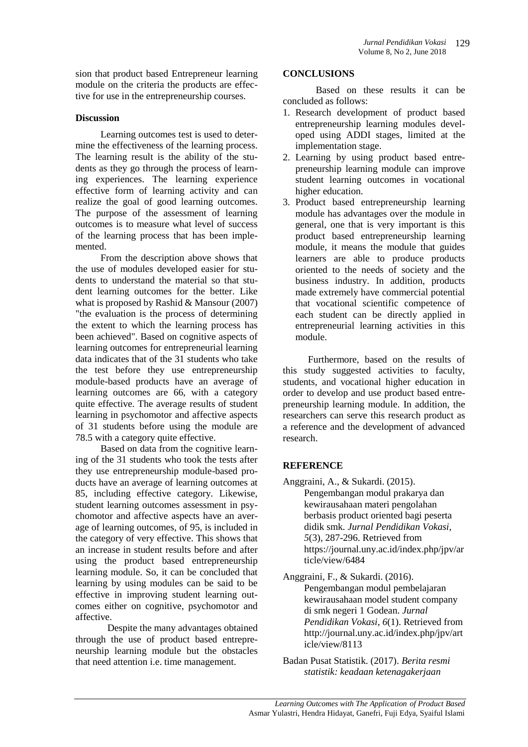sion that product based Entrepreneur learning module on the criteria the products are effective for use in the entrepreneurship courses.

### Discussion

Learning outcomes test is used to determine the effectiveness of the learning process. The learning result is the ability of the students as they go through the process of learning experiences. The learning experience effective form of learning activity and can realize the goal of good learning outcomes. The purpose of the assessment of learning outcomes is to measure what level of success of the learning process that has been implemented.

From the description above shows that the use of modules developed easier for students to understand the material so that student learning outcomes for the better. Like what is proposed by Rashid & Mansour (2007) "the evaluation is the process of determining the extent to which the learning process has been achieved". Based on cognitive aspects of learning outcomes for entrepreneurial learning data indicates that of the 31 students who take the test before they use entrepreneurship module-based products have an average of learning outcomes are 66, with a category quite effective. The average results of student learning in psychomotor and affective aspects of 31 students before using the module are 78.5 with a category quite effective.

Based on data from the cognitive learning of the 31 students who took the tests after they use entrepreneurship module-based products have an average of learning outcomes at 85, including effective category. Likewise, student learning outcomes assessment in psychomotor and affective aspects have an average of learning outcomes, of 95, is included in the category of very effective. This shows that an increase in student results before and after using the product based entrepreneurship learning module. So, it can be concluded that learning by using modules can be said to be effective in improving student learning outcomes either on cognitive, psychomotor and affective.

Despite the many advantages obtained through the use of product based entrepreneurship learning module but the obstacles that need attention i.e. time management.

## CONCLUSIONS

Based on these results it can be concluded as follows:

1. Research development of product based entrepreneurship learning modules developed using ADDI stages, limited at the implementation stage.
2. Learning by using product based entrepreneurship learning module can improve student learning outcomes in vocational higher education.
3. Product based entrepreneurship learning module has advantages over the module in general, one that is very important is this product based entrepreneurship learning module, it means the module that guides learners are able to produce products oriented to the needs of society and the business industry. In addition, products made extremely have commercial potential that vocational scientific competence of each student can be directly applied in entrepreneurial learning activities in this module.

Furthermore, based on the results of this study suggested activities to faculty, students, and vocational higher education in order to develop and use product based entrepreneurship learning module. In addition, the researchers can serve this research product as a reference and the development of advanced research.

## REFERENCE

Anggraini, A., & Sukardi. (2015). Pengembangan modul prakarya dan kewirausahaan materi pengolahan berbasis product oriented bagi peserta didik smk. *Jurnal Pendidikan Vokasi, 5*(3), 287-296. Retrieved from https://journal.uny.ac.id/index.php/jpv/article/view/6484

Anggraini, F., & Sukardi. (2016). Pengembangan modul pembelajaran kewirausahaan model student company di smk negeri 1 Godean. *Jurnal Pendidikan Vokasi*, *6*(1). Retrieved from http://journal.uny.ac.id/index.php/jpv/article/view/8113

Badan Pusat Statistik. (2017). *Berita resmi statistik: keadaan ketenagakerjaan*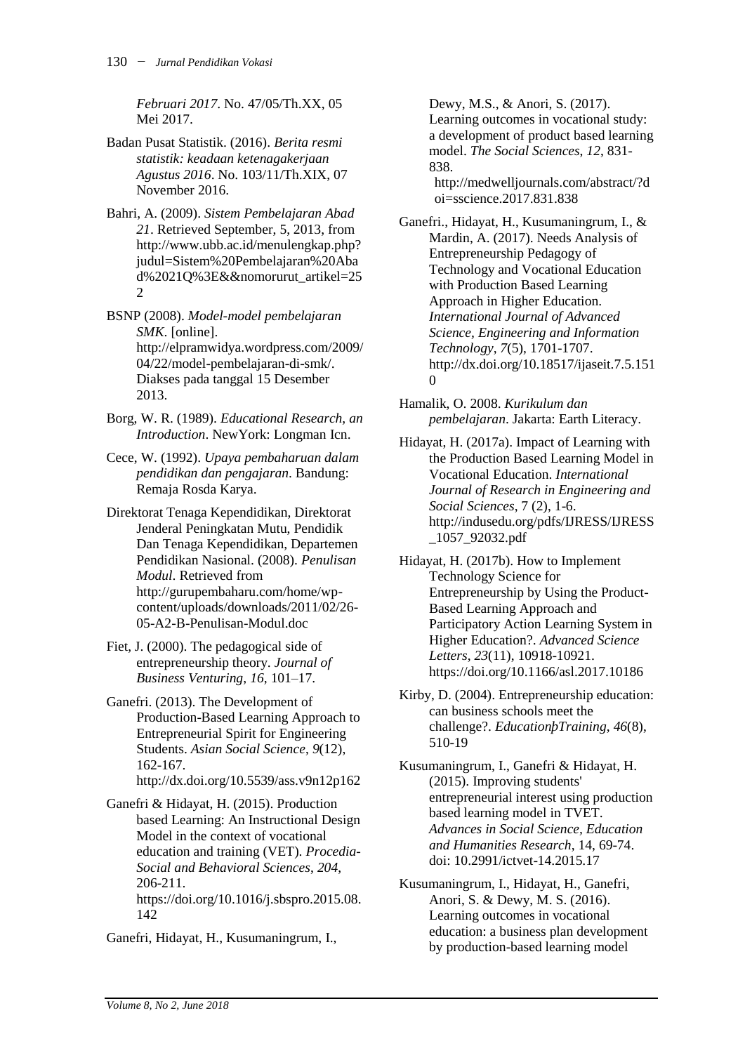*Februari 2017*. No. 47/05/Th.XX, 05 Mei 2017.

Badan Pusat Statistik. (2016). *Berita resmi statistik: keadaan ketenagakerjaan Agustus 2016*. No. 103/11/Th.XIX, 07 November 2016.

Bahri, A. (2009). *Sistem Pembelajaran Abad 21*. Retrieved September, 5, 2013, from http://www.ubb.ac.id/menulengkap.php?judul=Sistem%20Pembelajaran%20Abad%2021Q%3E&&nomorurut_artikel=252

BSNP (2008). *Model-model pembelajaran SMK*. [online]. http://elpramwidya.wordpress.com/2009/04/22/model-pembelajaran-di-smk/. Diakses pada tanggal 15 Desember 2013.

Borg, W. R. (1989). *Educational Research, an Introduction*. NewYork: Longman Icn.

Cece, W. (1992). *Upaya pembaharuan dalam pendidikan dan pengajaran*. Bandung: Remaja Rosda Karya.

Direktorat Tenaga Kependidikan, Direktorat Jenderal Peningkatan Mutu, Pendidik Dan Tenaga Kependidikan, Departemen Pendidikan Nasional. (2008). *Penulisan Modul*. Retrieved from http://gurupembaharu.com/home/wp-content/uploads/downloads/2011/02/26-05-A2-B-Penulisan-Modul.doc

Fiet, J. (2000). The pedagogical side of entrepreneurship theory. *Journal of Business Venturing*, *16*, 101–17.

Ganefri. (2013). The Development of Production-Based Learning Approach to Entrepreneurial Spirit for Engineering Students. *Asian Social Science*, *9*(12), 162-167. http://dx.doi.org/10.5539/ass.v9n12p162

Ganefri & Hidayat, H. (2015). Production based Learning: An Instructional Design Model in the context of vocational education and training (VET). *Procedia-Social and Behavioral Sciences*, *204*, 206-211. https://doi.org/10.1016/j.sbspro.2015.08.142

Ganefri, Hidayat, H., Kusumaningrum, I., Dewy, M.S., & Anori, S. (2017). Learning outcomes in vocational study: a development of product based learning model. *The Social Sciences*, *12*, 831-838. http://medwelljournals.com/abstract/?doi=sscience.2017.831.838

Ganefri., Hidayat, H., Kusumaningrum, I., & Mardin, A. (2017). Needs Analysis of Entrepreneurship Pedagogy of Technology and Vocational Education with Production Based Learning Approach in Higher Education. *International Journal of Advanced Science, Engineering and Information Technology*, *7*(5), 1701-1707. http://dx.doi.org/10.18517/ijaseit.7.5.1510

Hamalik, O. 2008. *Kurikulum dan pembelajaran*. Jakarta: Earth Literacy.

Hidayat, H. (2017a). Impact of Learning with the Production Based Learning Model in Vocational Education. *International Journal of Research in Engineering and Social Sciences*, 7 (2), 1-6. http://indusedu.org/pdfs/IJRESS/IJRESS_1057_92032.pdf

Hidayat, H. (2017b). How to Implement Technology Science for Entrepreneurship by Using the Product-Based Learning Approach and Participatory Action Learning System in Higher Education?. *Advanced Science Letters*, *23*(11), 10918-10921. https://doi.org/10.1166/asl.2017.10186

Kirby, D. (2004). Entrepreneurship education: can business schools meet the challenge?. *EducationþTraining*, *46*(8), 510-19

Kusumaningrum, I., Ganefri & Hidayat, H. (2015). Improving students' entrepreneurial interest using production based learning model in TVET. *Advances in Social Science, Education and Humanities Research*, 14, 69-74. doi: 10.2991/ictvet-14.2015.17

Kusumaningrum, I., Hidayat, H., Ganefri, Anori, S. & Dewy, M. S. (2016). Learning outcomes in vocational education: a business plan development by production-based learning model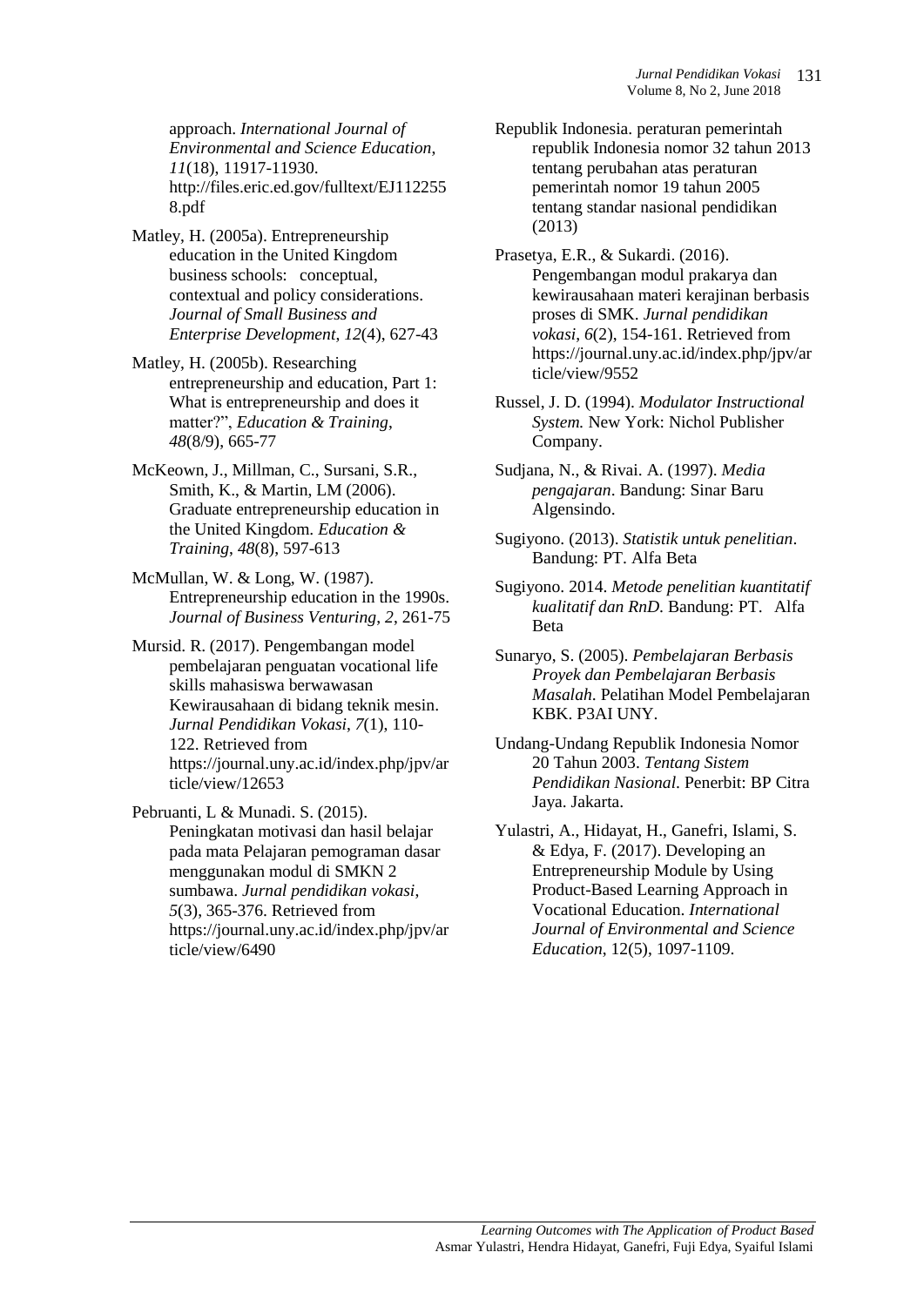approach. *International Journal of Environmental and Science Education*, *11*(18), 11917-11930. http://files.eric.ed.gov/fulltext/EJ1122558.pdf

Matley, H. (2005a). Entrepreneurship education in the United Kingdom business schools: conceptual, contextual and policy considerations. *Journal of Small Business and Enterprise Development*, *12*(4), 627-43

Matley, H. (2005b). Researching entrepreneurship and education, Part 1: What is entrepreneurship and does it matter?", *Education & Training*, *48*(8/9), 665-77

McKeown, J., Millman, C., Sursani, S.R., Smith, K., & Martin, LM (2006). Graduate entrepreneurship education in the United Kingdom. *Education & Training*, *48*(8), 597-613

McMullan, W. & Long, W. (1987). Entrepreneurship education in the 1990s. *Journal of Business Venturing*, *2*, 261-75

Mursid. R. (2017). Pengembangan model pembelajaran penguatan vocational life skills mahasiswa berwawasan Kewirausahaan di bidang teknik mesin. *Jurnal Pendidikan Vokasi*, *7*(1), 110-122. Retrieved from https://journal.uny.ac.id/index.php/jpv/article/view/12653

Pebruanti, L & Munadi. S. (2015). Peningkatan motivasi dan hasil belajar pada mata Pelajaran pemograman dasar menggunakan modul di SMKN 2 sumbawa. *Jurnal pendidikan vokasi*, *5*(3), 365-376. Retrieved from https://journal.uny.ac.id/index.php/jpv/article/view/6490

Republik Indonesia. peraturan pemerintah republik Indonesia nomor 32 tahun 2013 tentang perubahan atas peraturan pemerintah nomor 19 tahun 2005 tentang standar nasional pendidikan (2013)

Prasetya, E.R., & Sukardi. (2016). Pengembangan modul prakarya dan kewirausahaan materi kerajinan berbasis proses di SMK. *Jurnal pendidikan vokasi*, *6*(2), 154-161. Retrieved from https://journal.uny.ac.id/index.php/jpv/article/view/9552

Russel, J. D. (1994). *Modulator Instructional System.* New York: Nichol Publisher Company.

Sudjana, N., & Rivai. A. (1997). *Media pengajaran*. Bandung: Sinar Baru Algensindo.

Sugiyono. (2013). *Statistik untuk penelitian*. Bandung: PT. Alfa Beta

Sugiyono. 2014. *Metode penelitian kuantitatif kualitatif dan RnD*. Bandung: PT. Alfa Beta

Sunaryo, S. (2005). *Pembelajaran Berbasis Proyek dan Pembelajaran Berbasis Masalah*. Pelatihan Model Pembelajaran KBK. P3AI UNY.

Undang-Undang Republik Indonesia Nomor 20 Tahun 2003. *Tentang Sistem Pendidikan Nasional*. Penerbit: BP Citra Jaya. Jakarta.

Yulastri, A., Hidayat, H., Ganefri, Islami, S. & Edya, F. (2017). Developing an Entrepreneurship Module by Using Product-Based Learning Approach in Vocational Education. *International Journal of Environmental and Science Education*, 12(5), 1097-1109.